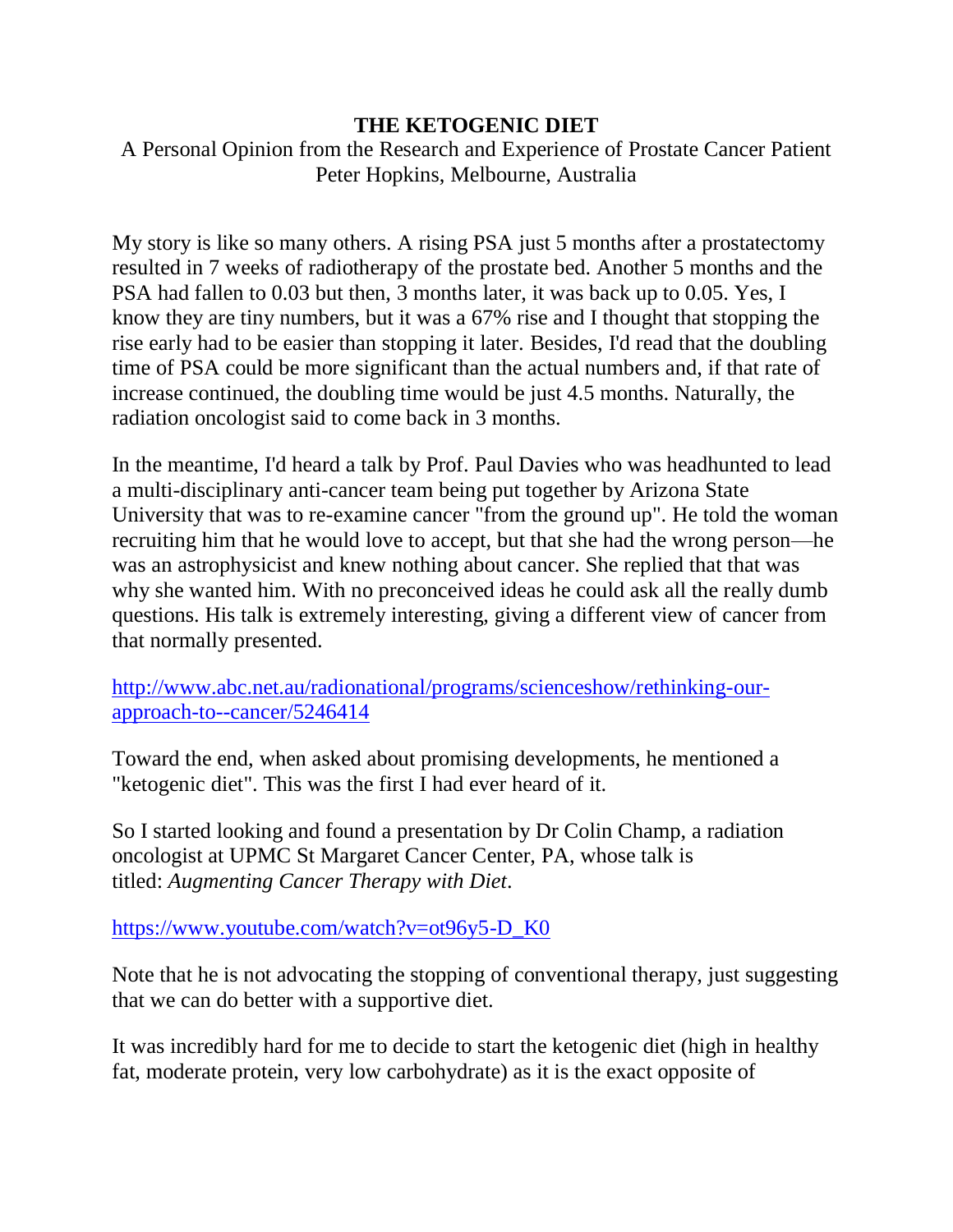# THE KETOGENIC DIET

A Personal Opinion from the Research and Experience of Prostate Cancer Patient Peter Hopkins, Melbourne, Australia

My story is like so many others. A rising PSA just 5 months after a prostatectomy resulted in 7 weeks of radiotherapy of the prostate bed. Another 5 months and the PSA had fallen to 0.03 but then, 3 months later, it was back up to 0.05. Yes, I know they are tiny numbers, but it was a 67% rise and I thought that stopping the rise early had to be easier than stopping it later. Besides, I'd read that the doubling time of PSA could be more significant than the actual numbers and, if that rate of increase continued, the doubling time would be just 4.5 months. Naturally, the radiation oncologist said to come back in 3 months.

In the meantime, I'd heard a talk by Prof. Paul Davies who was headhunted to lead a multi-disciplinary anti-cancer team being put together by Arizona State University that was to re-examine cancer "from the ground up". He told the woman recruiting him that he would love to accept, but that she had the wrong person—he was an astrophysicist and knew nothing about cancer. She replied that that was why she wanted him. With no preconceived ideas he could ask all the really dumb questions. His talk is extremely interesting, giving a different view of cancer from that normally presented.

[http://www.abc.net.au/radionational/programs/scienceshow/rethinking-our-approach-to--cancer/5246414](http://www.abc.net.au/radionational/programs/scienceshow/rethinking-our-approach-to--cancer/5246414)

Toward the end, when asked about promising developments, he mentioned a "ketogenic diet". This was the first I had ever heard of it.

So I started looking and found a presentation by Dr Colin Champ, a radiation oncologist at UPMC St Margaret Cancer Center, PA, whose talk is titled: *Augmenting Cancer Therapy with Diet*.

[https://www.youtube.com/watch?v=ot96y5-D_K0](https://www.youtube.com/watch?v=ot96y5-D_K0)

Note that he is not advocating the stopping of conventional therapy, just suggesting that we can do better with a supportive diet.

It was incredibly hard for me to decide to start the ketogenic diet (high in healthy fat, moderate protein, very low carbohydrate) as it is the exact opposite of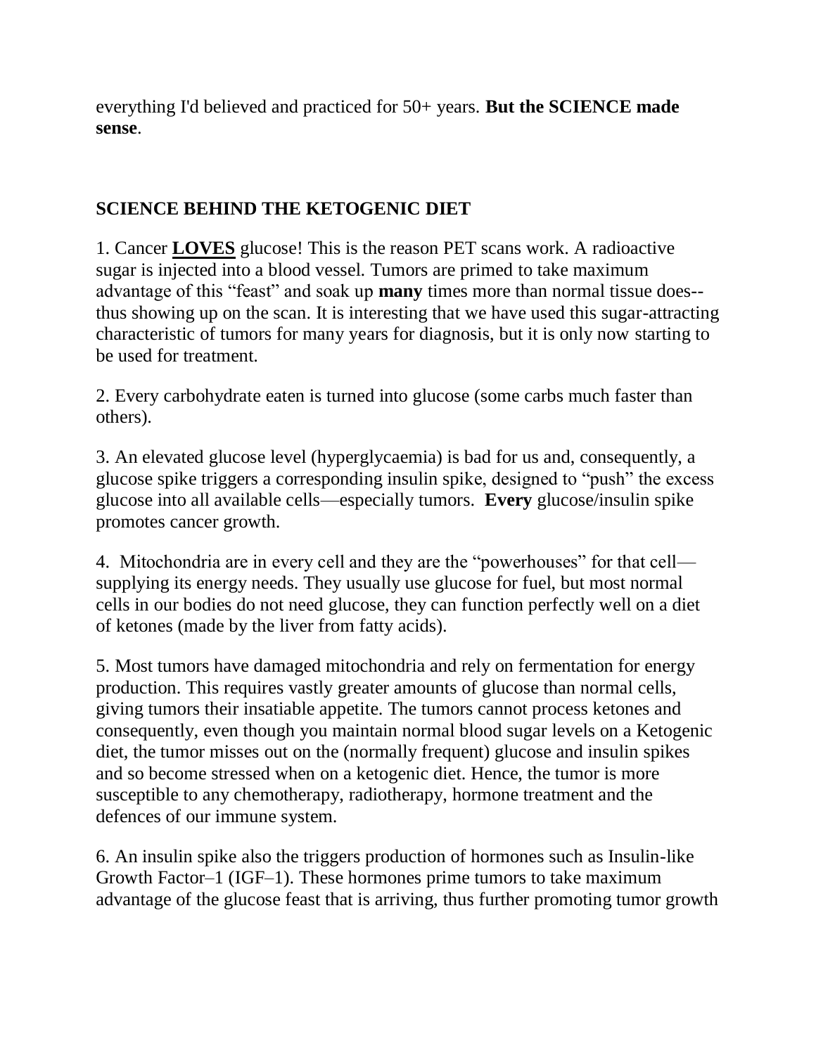everything I'd believed and practiced for 50+ years. **But the SCIENCE made sense**.

## SCIENCE BEHIND THE KETOGENIC DIET

1. Cancer **<u>LOVES</u>** glucose! This is the reason PET scans work. A radioactive sugar is injected into a blood vessel. Tumors are primed to take maximum advantage of this "feast" and soak up **many** times more than normal tissue does--thus showing up on the scan. It is interesting that we have used this sugar-attracting characteristic of tumors for many years for diagnosis, but it is only now starting to be used for treatment.

2. Every carbohydrate eaten is turned into glucose (some carbs much faster than others).

3. An elevated glucose level (hyperglycaemia) is bad for us and, consequently, a glucose spike triggers a corresponding insulin spike, designed to "push" the excess glucose into all available cells—especially tumors. **Every** glucose/insulin spike promotes cancer growth.

4. Mitochondria are in every cell and they are the "powerhouses" for that cell—supplying its energy needs. They usually use glucose for fuel, but most normal cells in our bodies do not need glucose, they can function perfectly well on a diet of ketones (made by the liver from fatty acids).

5. Most tumors have damaged mitochondria and rely on fermentation for energy production. This requires vastly greater amounts of glucose than normal cells, giving tumors their insatiable appetite. The tumors cannot process ketones and consequently, even though you maintain normal blood sugar levels on a Ketogenic diet, the tumor misses out on the (normally frequent) glucose and insulin spikes and so become stressed when on a ketogenic diet. Hence, the tumor is more susceptible to any chemotherapy, radiotherapy, hormone treatment and the defences of our immune system.

6. An insulin spike also the triggers production of hormones such as Insulin-like Growth Factor–1 (IGF–1). These hormones prime tumors to take maximum advantage of the glucose feast that is arriving, thus further promoting tumor growth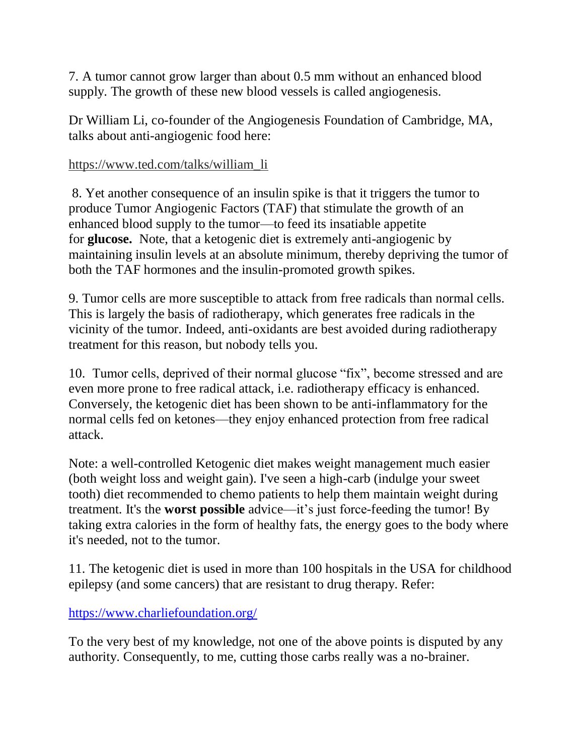7. A tumor cannot grow larger than about 0.5 mm without an enhanced blood supply. The growth of these new blood vessels is called angiogenesis.

Dr William Li, co-founder of the Angiogenesis Foundation of Cambridge, MA, talks about anti-angiogenic food here:

https://www.ted.com/talks/william_li

8. Yet another consequence of an insulin spike is that it triggers the tumor to produce Tumor Angiogenic Factors (TAF) that stimulate the growth of an enhanced blood supply to the tumor—to feed its insatiable appetite for **glucose.** Note, that a ketogenic diet is extremely anti-angiogenic by maintaining insulin levels at an absolute minimum, thereby depriving the tumor of both the TAF hormones and the insulin-promoted growth spikes.

9. Tumor cells are more susceptible to attack from free radicals than normal cells. This is largely the basis of radiotherapy, which generates free radicals in the vicinity of the tumor. Indeed, anti-oxidants are best avoided during radiotherapy treatment for this reason, but nobody tells you.

10. Tumor cells, deprived of their normal glucose "fix", become stressed and are even more prone to free radical attack, i.e. radiotherapy efficacy is enhanced. Conversely, the ketogenic diet has been shown to be anti-inflammatory for the normal cells fed on ketones—they enjoy enhanced protection from free radical attack.

Note: a well-controlled Ketogenic diet makes weight management much easier (both weight loss and weight gain). I've seen a high-carb (indulge your sweet tooth) diet recommended to chemo patients to help them maintain weight during treatment. It's the **worst possible** advice—it's just force-feeding the tumor! By taking extra calories in the form of healthy fats, the energy goes to the body where it's needed, not to the tumor.

11. The ketogenic diet is used in more than 100 hospitals in the USA for childhood epilepsy (and some cancers) that are resistant to drug therapy. Refer:

https://www.charliefoundation.org/

To the very best of my knowledge, not one of the above points is disputed by any authority. Consequently, to me, cutting those carbs really was a no-brainer.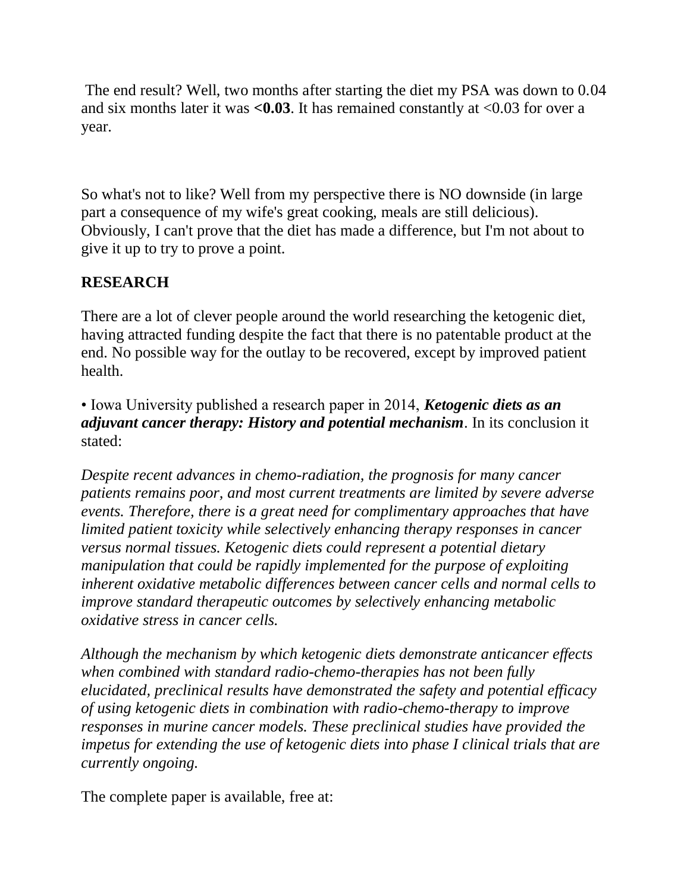The end result? Well, two months after starting the diet my PSA was down to 0.04 and six months later it was **<0.03**. It has remained constantly at <0.03 for over a year.

So what's not to like? Well from my perspective there is NO downside (in large part a consequence of my wife's great cooking, meals are still delicious). Obviously, I can't prove that the diet has made a difference, but I'm not about to give it up to try to prove a point.

## RESEARCH

There are a lot of clever people around the world researching the ketogenic diet, having attracted funding despite the fact that there is no patentable product at the end. No possible way for the outlay to be recovered, except by improved patient health.

• Iowa University published a research paper in 2014, ***Ketogenic diets as an adjuvant cancer therapy: History and potential mechanism***. In its conclusion it stated:

*Despite recent advances in chemo-radiation, the prognosis for many cancer patients remains poor, and most current treatments are limited by severe adverse events. Therefore, there is a great need for complimentary approaches that have limited patient toxicity while selectively enhancing therapy responses in cancer versus normal tissues. Ketogenic diets could represent a potential dietary manipulation that could be rapidly implemented for the purpose of exploiting inherent oxidative metabolic differences between cancer cells and normal cells to improve standard therapeutic outcomes by selectively enhancing metabolic oxidative stress in cancer cells.*

*Although the mechanism by which ketogenic diets demonstrate anticancer effects when combined with standard radio-chemo-therapies has not been fully elucidated, preclinical results have demonstrated the safety and potential efficacy of using ketogenic diets in combination with radio-chemo-therapy to improve responses in murine cancer models. These preclinical studies have provided the impetus for extending the use of ketogenic diets into phase I clinical trials that are currently ongoing.*

The complete paper is available, free at: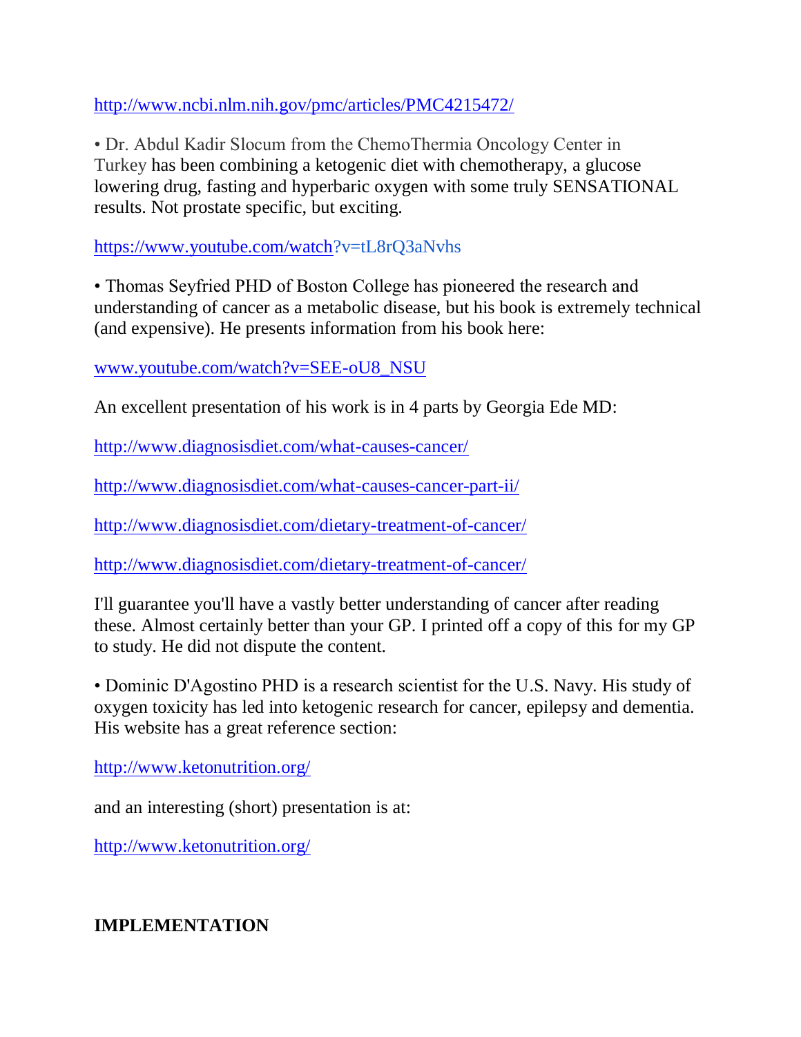http://www.ncbi.nlm.nih.gov/pmc/articles/PMC4215472/

• Dr. Abdul Kadir Slocum from the ChemoThermia Oncology Center in Turkey has been combining a ketogenic diet with chemotherapy, a glucose lowering drug, fasting and hyperbaric oxygen with some truly SENSATIONAL results. Not prostate specific, but exciting.

https://www.youtube.com/watch?v=tL8rQ3aNvhs

• Thomas Seyfried PHD of Boston College has pioneered the research and understanding of cancer as a metabolic disease, but his book is extremely technical (and expensive). He presents information from his book here:

www.youtube.com/watch?v=SEE-oU8_NSU

An excellent presentation of his work is in 4 parts by Georgia Ede MD:

http://www.diagnosisdiet.com/what-causes-cancer/

http://www.diagnosisdiet.com/what-causes-cancer-part-ii/

http://www.diagnosisdiet.com/dietary-treatment-of-cancer/

http://www.diagnosisdiet.com/dietary-treatment-of-cancer/

I'll guarantee you'll have a vastly better understanding of cancer after reading these. Almost certainly better than your GP. I printed off a copy of this for my GP to study. He did not dispute the content.

• Dominic D'Agostino PHD is a research scientist for the U.S. Navy. His study of oxygen toxicity has led into ketogenic research for cancer, epilepsy and dementia. His website has a great reference section:

http://www.ketonutrition.org/

and an interesting (short) presentation is at:

http://www.ketonutrition.org/

**IMPLEMENTATION**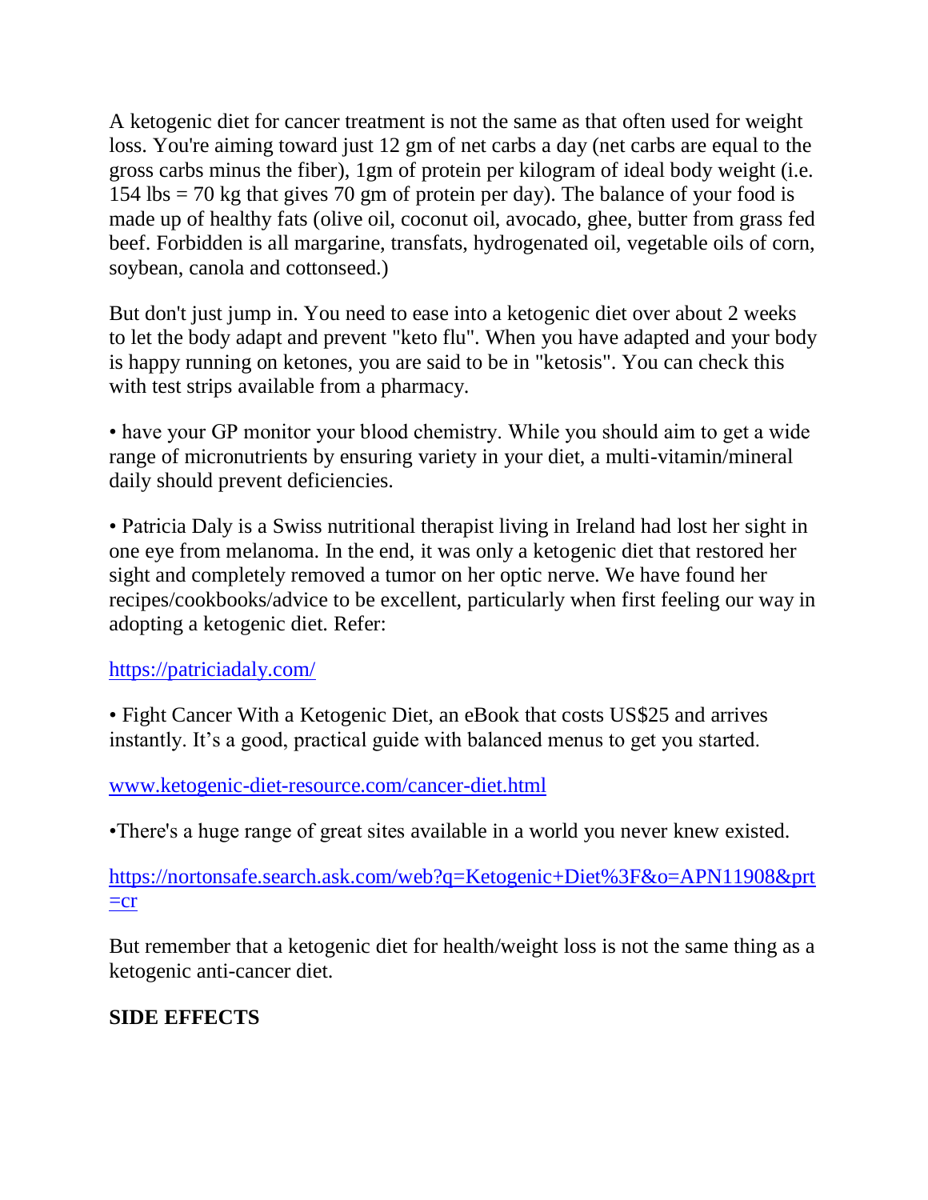A ketogenic diet for cancer treatment is not the same as that often used for weight loss. You're aiming toward just 12 gm of net carbs a day (net carbs are equal to the gross carbs minus the fiber), 1gm of protein per kilogram of ideal body weight (i.e. 154 lbs = 70 kg that gives 70 gm of protein per day). The balance of your food is made up of healthy fats (olive oil, coconut oil, avocado, ghee, butter from grass fed beef. Forbidden is all margarine, transfats, hydrogenated oil, vegetable oils of corn, soybean, canola and cottonseed.)

But don't just jump in. You need to ease into a ketogenic diet over about 2 weeks to let the body adapt and prevent "keto flu". When you have adapted and your body is happy running on ketones, you are said to be in "ketosis". You can check this with test strips available from a pharmacy.

• have your GP monitor your blood chemistry. While you should aim to get a wide range of micronutrients by ensuring variety in your diet, a multi-vitamin/mineral daily should prevent deficiencies.

• Patricia Daly is a Swiss nutritional therapist living in Ireland had lost her sight in one eye from melanoma. In the end, it was only a ketogenic diet that restored her sight and completely removed a tumor on her optic nerve. We have found her recipes/cookbooks/advice to be excellent, particularly when first feeling our way in adopting a ketogenic diet. Refer:

https://patriciadaly.com/

• Fight Cancer With a Ketogenic Diet, an eBook that costs US$25 and arrives instantly. It’s a good, practical guide with balanced menus to get you started.

www.ketogenic-diet-resource.com/cancer-diet.html

•There's a huge range of great sites available in a world you never knew existed.

https://nortonsafe.search.ask.com/web?q=Ketogenic+Diet%3F&o=APN11908&prt=cr

But remember that a ketogenic diet for health/weight loss is not the same thing as a ketogenic anti-cancer diet.

**SIDE EFFECTS**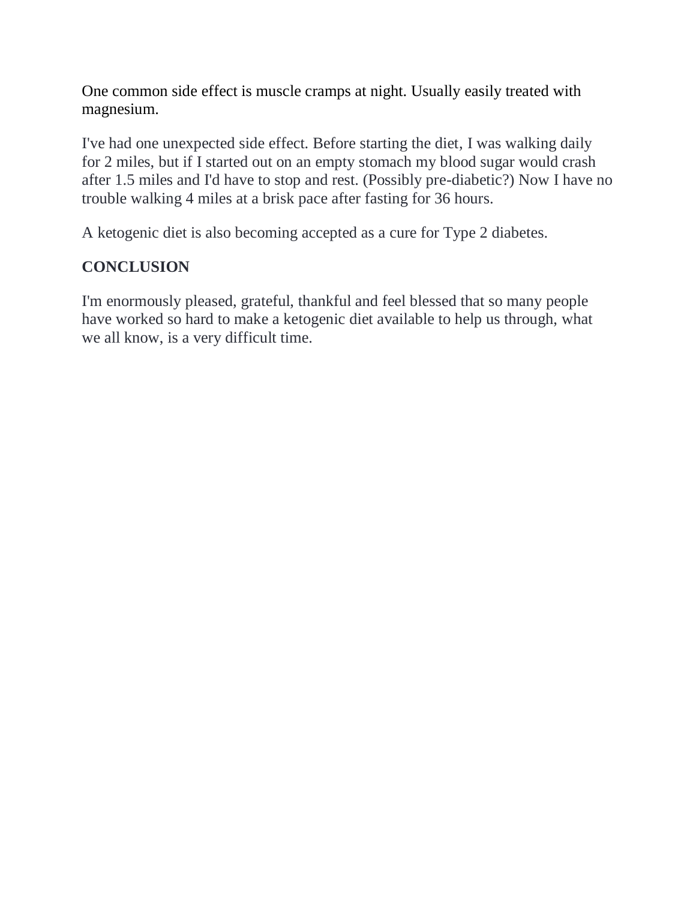One common side effect is muscle cramps at night. Usually easily treated with magnesium.

I've had one unexpected side effect. Before starting the diet, I was walking daily for 2 miles, but if I started out on an empty stomach my blood sugar would crash after 1.5 miles and I'd have to stop and rest. (Possibly pre-diabetic?) Now I have no trouble walking 4 miles at a brisk pace after fasting for 36 hours.

A ketogenic diet is also becoming accepted as a cure for Type 2 diabetes.

**CONCLUSION**

I'm enormously pleased, grateful, thankful and feel blessed that so many people have worked so hard to make a ketogenic diet available to help us through, what we all know, is a very difficult time.